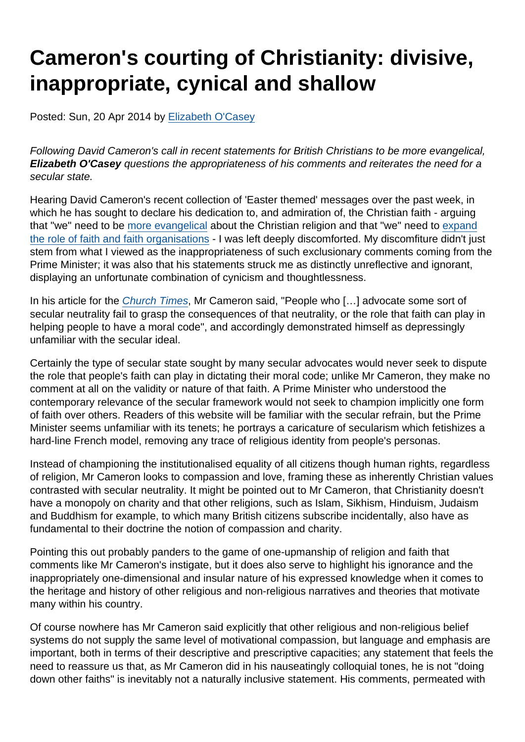# Cameron's courting of Christianity: divisive, inappropriate, cynical and shallow

Posted: Sun, 20 Apr 2014 by Elizabeth O'Casey

*Following David Cameron's call in recent statements for British Christians to be more evangelical,* ***Elizabeth O'Casey*** *questions the appropriateness of his comments and reiterates the need for a secular state.*

Hearing David Cameron's recent collection of 'Easter themed' messages over the past week, in which he has sought to declare his dedication to, and admiration of, the Christian faith - arguing that "we" need to be more evangelical about the Christian religion and that "we" need to expand the role of faith and faith organisations - I was left deeply discomforted. My discomfiture didn't just stem from what I viewed as the inappropriateness of such exclusionary comments coming from the Prime Minister; it was also that his statements struck me as distinctly unreflective and ignorant, displaying an unfortunate combination of cynicism and thoughtlessness.

In his article for the *Church Times*, Mr Cameron said, "People who […] advocate some sort of secular neutrality fail to grasp the consequences of that neutrality, or the role that faith can play in helping people to have a moral code", and accordingly demonstrated himself as depressingly unfamiliar with the secular ideal.

Certainly the type of secular state sought by many secular advocates would never seek to dispute the role that people's faith can play in dictating their moral code; unlike Mr Cameron, they make no comment at all on the validity or nature of that faith. A Prime Minister who understood the contemporary relevance of the secular framework would not seek to champion implicitly one form of faith over others. Readers of this website will be familiar with the secular refrain, but the Prime Minister seems unfamiliar with its tenets; he portrays a caricature of secularism which fetishizes a hard-line French model, removing any trace of religious identity from people's personas.

Instead of championing the institutionalised equality of all citizens though human rights, regardless of religion, Mr Cameron looks to compassion and love, framing these as inherently Christian values contrasted with secular neutrality. It might be pointed out to Mr Cameron, that Christianity doesn't have a monopoly on charity and that other religions, such as Islam, Sikhism, Hinduism, Judaism and Buddhism for example, to which many British citizens subscribe incidentally, also have as fundamental to their doctrine the notion of compassion and charity.

Pointing this out probably panders to the game of one-upmanship of religion and faith that comments like Mr Cameron's instigate, but it does also serve to highlight his ignorance and the inappropriately one-dimensional and insular nature of his expressed knowledge when it comes to the heritage and history of other religious and non-religious narratives and theories that motivate many within his country.

Of course nowhere has Mr Cameron said explicitly that other religious and non-religious belief systems do not supply the same level of motivational compassion, but language and emphasis are important, both in terms of their descriptive and prescriptive capacities; any statement that feels the need to reassure us that, as Mr Cameron did in his nauseatingly colloquial tones, he is not "doing down other faiths" is inevitably not a naturally inclusive statement. His comments, permeated with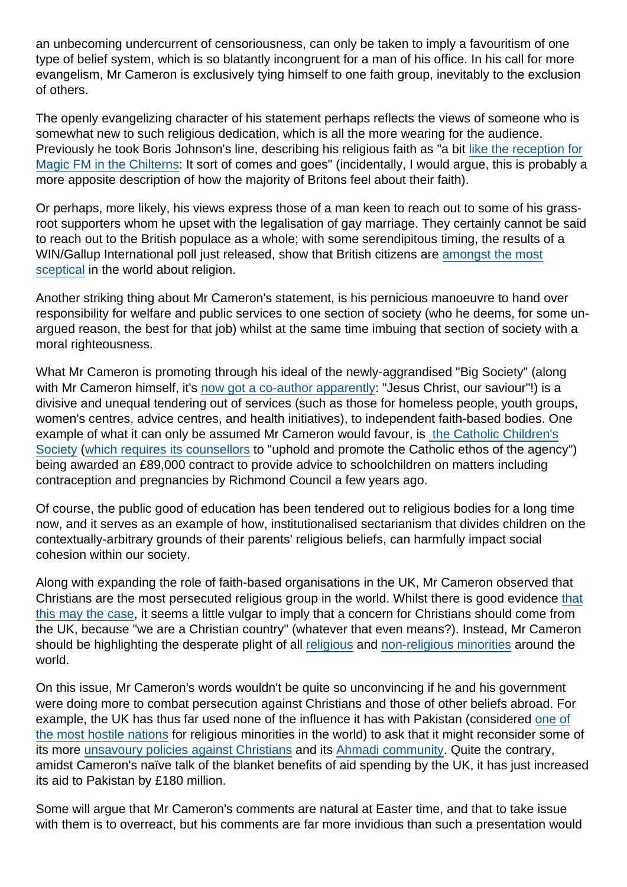an unbecoming undercurrent of censoriousness, can only be taken to imply a favouritism of one type of belief system, which is so blatantly incongruent for a man of his office. In his call for more evangelism, Mr Cameron is exclusively tying himself to one faith group, inevitably to the exclusion of others.

The openly evangelizing character of his statement perhaps reflects the views of someone who is somewhat new to such religious dedication, which is all the more wearing for the audience. Previously he took Boris Johnson's line, describing his religious faith as "a bit like the reception for Magic FM in the Chilterns: It sort of comes and goes" (incidentally, I would argue, this is probably a more apposite description of how the majority of Britons feel about their faith).

Or perhaps, more likely, his views express those of a man keen to reach out to some of his grass-root supporters whom he upset with the legalisation of gay marriage. They certainly cannot be said to reach out to the British populace as a whole; with some serendipitous timing, the results of a WIN/Gallup International poll just released, show that British citizens are amongst the most sceptical in the world about religion.

Another striking thing about Mr Cameron's statement, is his pernicious manoeuvre to hand over responsibility for welfare and public services to one section of society (who he deems, for some un-argued reason, the best for that job) whilst at the same time imbuing that section of society with a moral righteousness.

What Mr Cameron is promoting through his ideal of the newly-aggrandised "Big Society" (along with Mr Cameron himself, it's now got a co-author apparently: "Jesus Christ, our saviour"!) is a divisive and unequal tendering out of services (such as those for homeless people, youth groups, women's centres, advice centres, and health initiatives), to independent faith-based bodies. One example of what it can only be assumed Mr Cameron would favour, is the Catholic Children's Society (which requires its counsellors to "uphold and promote the Catholic ethos of the agency") being awarded an £89,000 contract to provide advice to schoolchildren on matters including contraception and pregnancies by Richmond Council a few years ago.

Of course, the public good of education has been tendered out to religious bodies for a long time now, and it serves as an example of how, institutionalised sectarianism that divides children on the contextually-arbitrary grounds of their parents' religious beliefs, can harmfully impact social cohesion within our society.

Along with expanding the role of faith-based organisations in the UK, Mr Cameron observed that Christians are the most persecuted religious group in the world. Whilst there is good evidence that this may the case, it seems a little vulgar to imply that a concern for Christians should come from the UK, because "we are a Christian country" (whatever that even means?). Instead, Mr Cameron should be highlighting the desperate plight of all religious and non-religious minorities around the world.

On this issue, Mr Cameron's words wouldn't be quite so unconvincing if he and his government were doing more to combat persecution against Christians and those of other beliefs abroad. For example, the UK has thus far used none of the influence it has with Pakistan (considered one of the most hostile nations for religious minorities in the world) to ask that it might reconsider some of its more unsavoury policies against Christians and its Ahmadi community. Quite the contrary, amidst Cameron's naïve talk of the blanket benefits of aid spending by the UK, it has just increased its aid to Pakistan by £180 million.

Some will argue that Mr Cameron's comments are natural at Easter time, and that to take issue with them is to overreact, but his comments are far more invidious than such a presentation would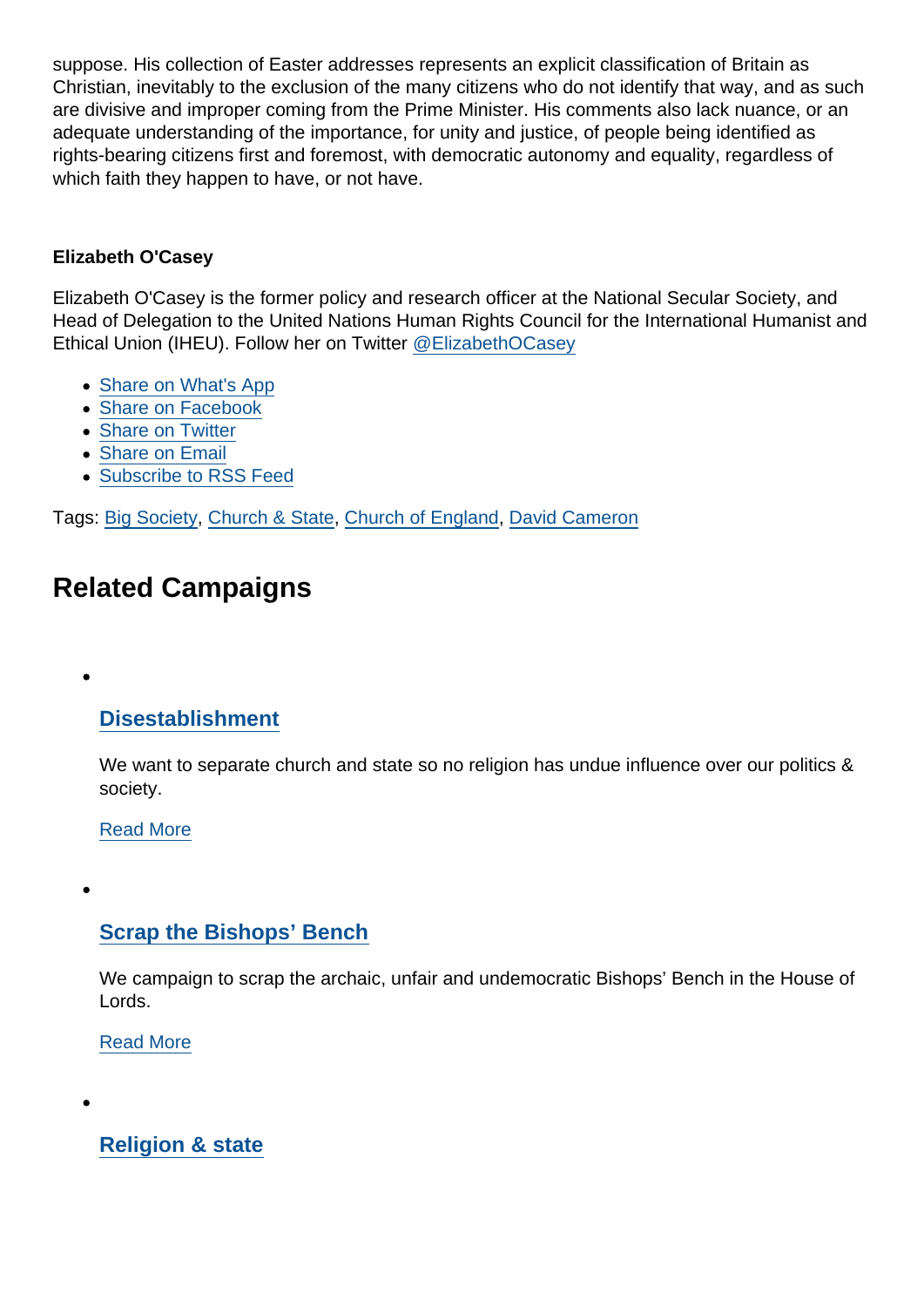suppose. His collection of Easter addresses represents an explicit classification of Britain as Christian, inevitably to the exclusion of the many citizens who do not identify that way, and as such are divisive and improper coming from the Prime Minister. His comments also lack nuance, or an adequate understanding of the importance, for unity and justice, of people being identified as rights-bearing citizens first and foremost, with democratic autonomy and equality, regardless of which faith they happen to have, or not have.

**Elizabeth O'Casey**

Elizabeth O'Casey is the former policy and research officer at the National Secular Society, and Head of Delegation to the United Nations Human Rights Council for the International Humanist and Ethical Union (IHEU). Follow her on Twitter @ElizabethOCasey

- Share on What's App
- Share on Facebook
- Share on Twitter
- Share on Email
- Subscribe to RSS Feed

Tags: Big Society, Church & State, Church of England, David Cameron

## Related Campaigns

- ### Disestablishment

  We want to separate church and state so no religion has undue influence over our politics & society.

  Read More

- ### Scrap the Bishops' Bench

  We campaign to scrap the archaic, unfair and undemocratic Bishops' Bench in the House of Lords.

  Read More

- ### Religion & state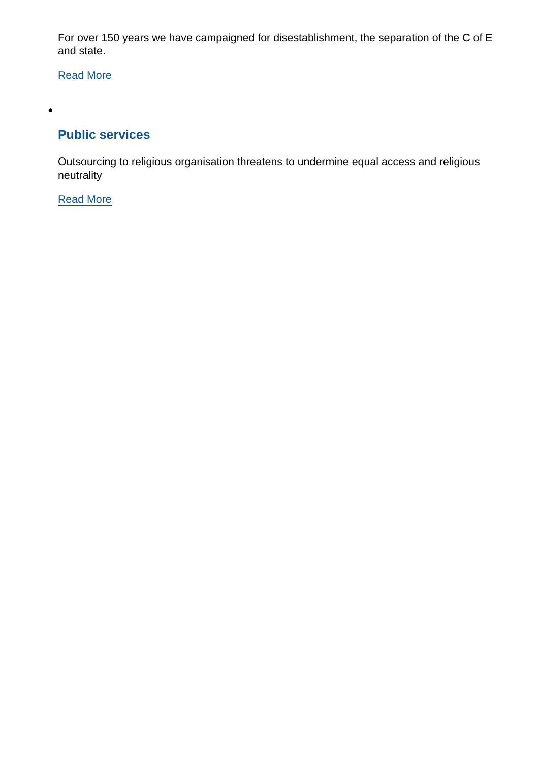For over 150 years we have campaigned for disestablishment, the separation of the C of E and state.

Read More

- ### Public services

  Outsourcing to religious organisation threatens to undermine equal access and religious neutrality

  Read More